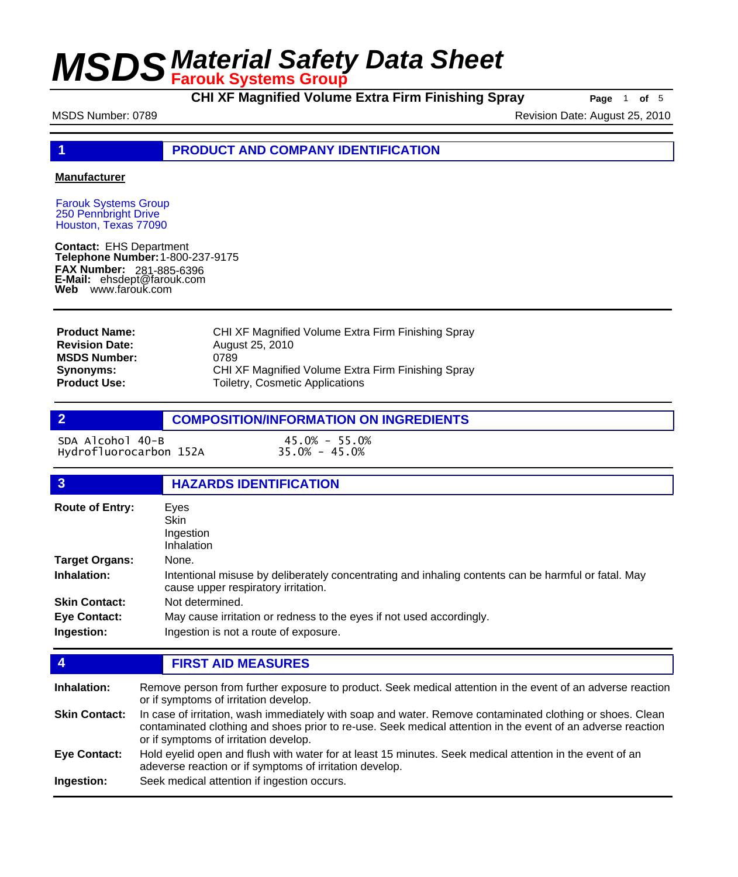# MSDS Material Safety Data Sheet
## Farouk Systems Group

**CHI XF Magnified Volume Extra Firm Finishing Spray**

MSDS Number: 0789 | Revision Date: August 25, 2010

## 1 PRODUCT AND COMPANY IDENTIFICATION

**Manufacturer**

Farouk Systems Group
250 Pennbright Drive
Houston, Texas 77090

**Contact:** EHS Department
**Telephone Number:** 1-800-237-9175
**FAX Number:** 281-885-6396
**E-Mail:** ehsdept@farouk.com
**Web** www.farouk.com

| | |
|---|---|
| **Product Name:** | CHI XF Magnified Volume Extra Firm Finishing Spray |
| **Revision Date:** | August 25, 2010 |
| **MSDS Number:** | 0789 |
| **Synonyms:** | CHI XF Magnified Volume Extra Firm Finishing Spray |
| **Product Use:** | Toiletry, Cosmetic Applications |

## 2 COMPOSITION/INFORMATION ON INGREDIENTS

| | |
|---|---|
| SDA Alcohol 40-B | 45.0% - 55.0% |
| Hydrofluorocarbon 152A | 35.0% - 45.0% |

## 3 HAZARDS IDENTIFICATION

**Route of Entry:** Eyes
Skin
Ingestion
Inhalation

**Target Organs:** None.

**Inhalation:** Intentional misuse by deliberately concentrating and inhaling contents can be harmful or fatal. May cause upper respiratory irritation.

**Skin Contact:** Not determined.

**Eye Contact:** May cause irritation or redness to the eyes if not used accordingly.

**Ingestion:** Ingestion is not a route of exposure.

## 4 FIRST AID MEASURES

**Inhalation:** Remove person from further exposure to product. Seek medical attention in the event of an adverse reaction or if symptoms of irritation develop.

**Skin Contact:** In case of irritation, wash immediately with soap and water. Remove contaminated clothing or shoes. Clean contaminated clothing and shoes prior to re-use. Seek medical attention in the event of an adverse reaction or if symptoms of irritation develop.

**Eye Contact:** Hold eyelid open and flush with water for at least 15 minutes. Seek medical attention in the event of an adeverse reaction or if symptoms of irritation develop.

**Ingestion:** Seek medical attention if ingestion occurs.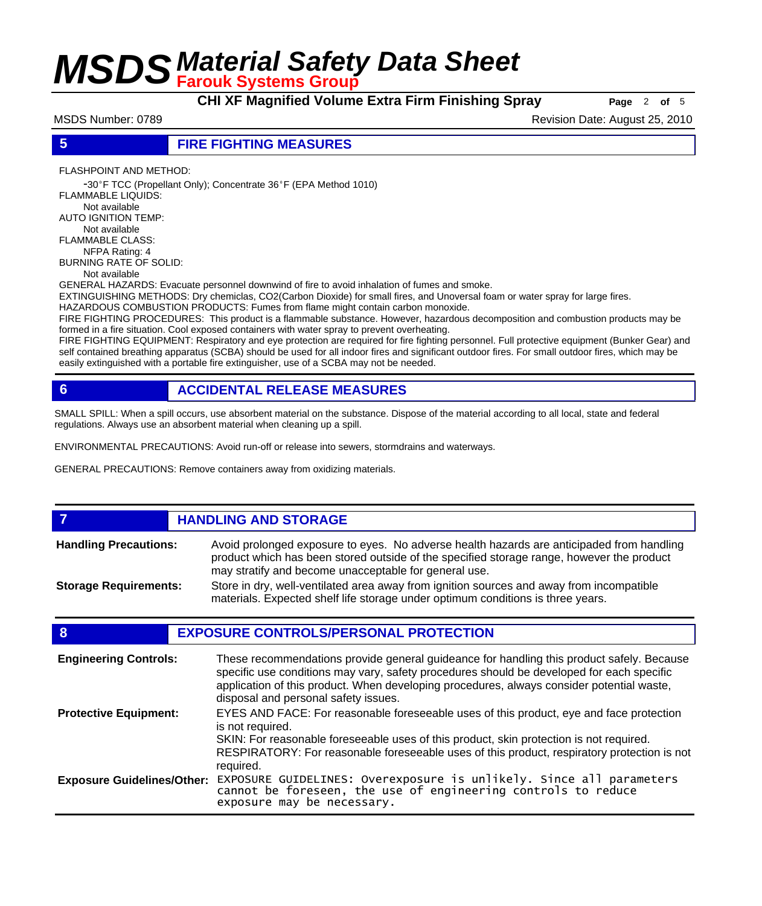## 5 FIRE FIGHTING MEASURES

FLASHPOINT AND METHOD:
-30°F TCC (Propellant Only); Concentrate 36°F (EPA Method 1010)

FLAMMABLE LIQUIDS:
Not available

AUTO IGNITION TEMP:
Not available

FLAMMABLE CLASS:
NFPA Rating: 4

BURNING RATE OF SOLID:
Not available

GENERAL HAZARDS: Evacuate personnel downwind of fire to avoid inhalation of fumes and smoke.

EXTINGUISHING METHODS: Dry chemiclas, CO2(Carbon Dioxide) for small fires, and Unoversal foam or water spray for large fires.

HAZARDOUS COMBUSTION PRODUCTS: Fumes from flame might contain carbon monoxide.

FIRE FIGHTING PROCEDURES: This product is a flammable substance. However, hazardous decomposition and combustion products may be formed in a fire situation. Cool exposed containers with water spray to prevent overheating.

FIRE FIGHTING EQUIPMENT: Respiratory and eye protection are required for fire fighting personnel. Full protective equipment (Bunker Gear) and self contained breathing apparatus (SCBA) should be used for all indoor fires and significant outdoor fires. For small outdoor fires, which may be easily extinguished with a portable fire extinguisher, use of a SCBA may not be needed.

## 6 ACCIDENTAL RELEASE MEASURES

SMALL SPILL: When a spill occurs, use absorbent material on the substance. Dispose of the material according to all local, state and federal regulations. Always use an absorbent material when cleaning up a spill.

ENVIRONMENTAL PRECAUTIONS: Avoid run-off or release into sewers, stormdrains and waterways.

GENERAL PRECAUTIONS: Remove containers away from oxidizing materials.

## 7 HANDLING AND STORAGE

**Handling Precautions:** Avoid prolonged exposure to eyes. No adverse health hazards are anticipaded from handling product which has been stored outside of the specified storage range, however the product may stratify and become unacceptable for general use.

**Storage Requirements:** Store in dry, well-ventilated area away from ignition sources and away from incompatible materials. Expected shelf life storage under optimum conditions is three years.

## 8 EXPOSURE CONTROLS/PERSONAL PROTECTION

**Engineering Controls:** These recommendations provide general guideance for handling this product safely. Because specific use conditions may vary, safety procedures should be developed for each specific application of this product. When developing procedures, always consider potential waste, disposal and personal safety issues.

**Protective Equipment:** EYES AND FACE: For reasonable foreseeable uses of this product, eye and face protection is not required.
SKIN: For reasonable foreseeable uses of this product, skin protection is not required.
RESPIRATORY: For reasonable foreseeable uses of this product, respiratory protection is not required.

**Exposure Guidelines/Other:** EXPOSURE GUIDELINES: Overexposure is unlikely. Since all parameters cannot be foreseen, the use of engineering controls to reduce exposure may be necessary.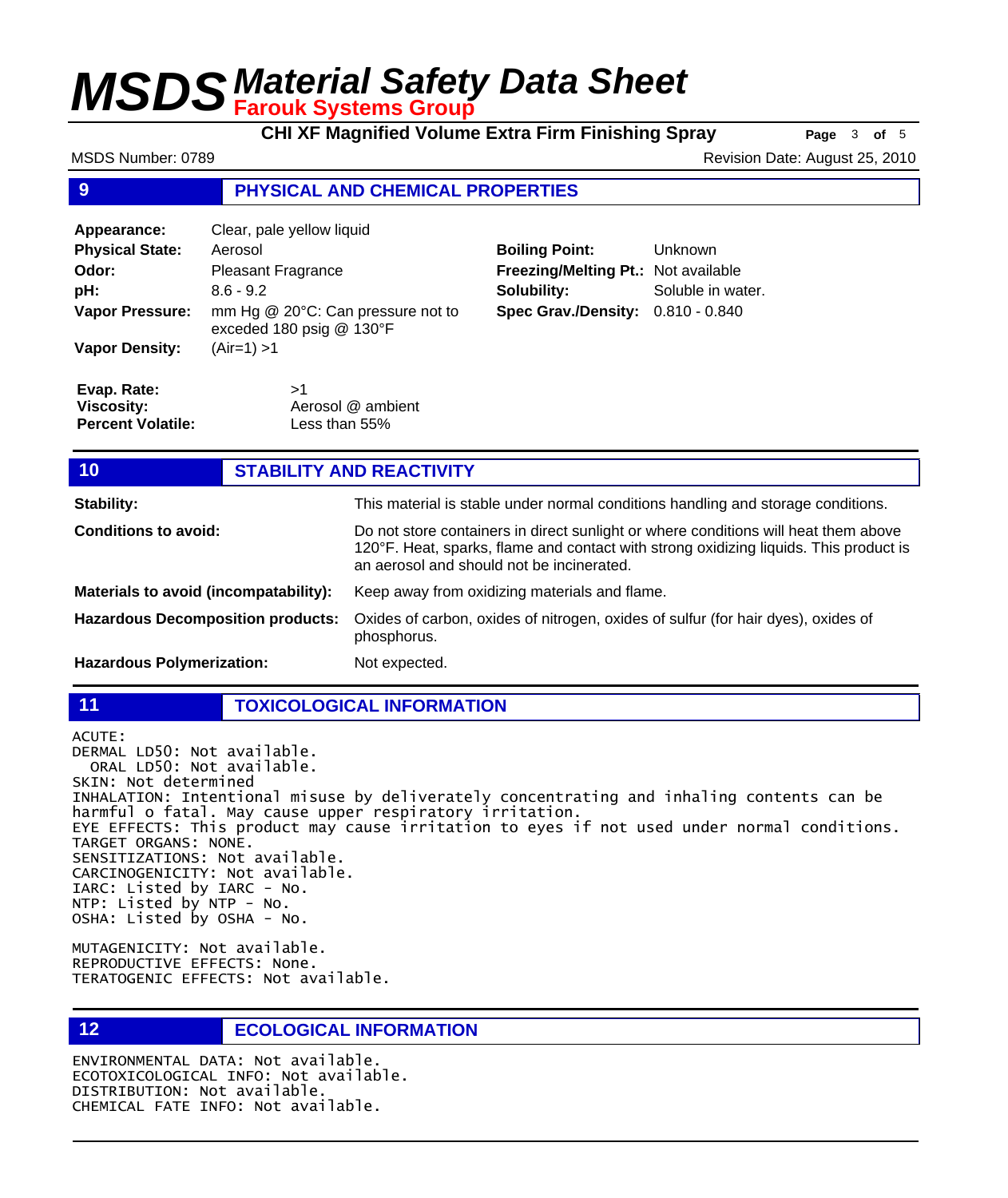## 9 PHYSICAL AND CHEMICAL PROPERTIES

| | | | |
|---|---|---|---|
| **Appearance:** | Clear, pale yellow liquid | | |
| **Physical State:** | Aerosol | **Boiling Point:** | Unknown |
| **Odor:** | Pleasant Fragrance | **Freezing/Melting Pt.:** | Not available |
| **pH:** | 8.6 - 9.2 | **Solubility:** | Soluble in water. |
| **Vapor Pressure:** | mm Hg @ 20°C: Can pressure not to exceded 180 psig @ 130°F | **Spec Grav./Density:** | 0.810 - 0.840 |
| **Vapor Density:** | (Air=1) >1 | | |

**Evap. Rate:** >1
**Viscosity:** Aerosol @ ambient
**Percent Volatile:** Less than 55%

## 10 STABILITY AND REACTIVITY

**Stability:** This material is stable under normal conditions handling and storage conditions.

**Conditions to avoid:** Do not store containers in direct sunlight or where conditions will heat them above 120°F. Heat, sparks, flame and contact with strong oxidizing liquids. This product is an aerosol and should not be incinerated.

**Materials to avoid (incompatability):** Keep away from oxidizing materials and flame.

**Hazardous Decomposition products:** Oxides of carbon, oxides of nitrogen, oxides of sulfur (for hair dyes), oxides of phosphorus.

**Hazardous Polymerization:** Not expected.

## 11 TOXICOLOGICAL INFORMATION

ACUTE:
DERMAL LD50: Not available.
ORAL LD50: Not available.
SKIN: Not determined
INHALATION: Intentional misuse by deliverately concentrating and inhaling contents can be harmful o fatal. May cause upper respiratory irritation.
EYE EFFECTS: This product may cause irritation to eyes if not used under normal conditions.
TARGET ORGANS: NONE.
SENSITIZATIONS: Not available.
CARCINOGENICITY: Not available.
IARC: Listed by IARC - No.
NTP: Listed by NTP - No.
OSHA: Listed by OSHA - No.

MUTAGENICITY: Not available.
REPRODUCTIVE EFFECTS: None.
TERATOGENIC EFFECTS: Not available.

## 12 ECOLOGICAL INFORMATION

ENVIRONMENTAL DATA: Not available.
ECOTOXICOLOGICAL INFO: Not available.
DISTRIBUTION: Not available.
CHEMICAL FATE INFO: Not available.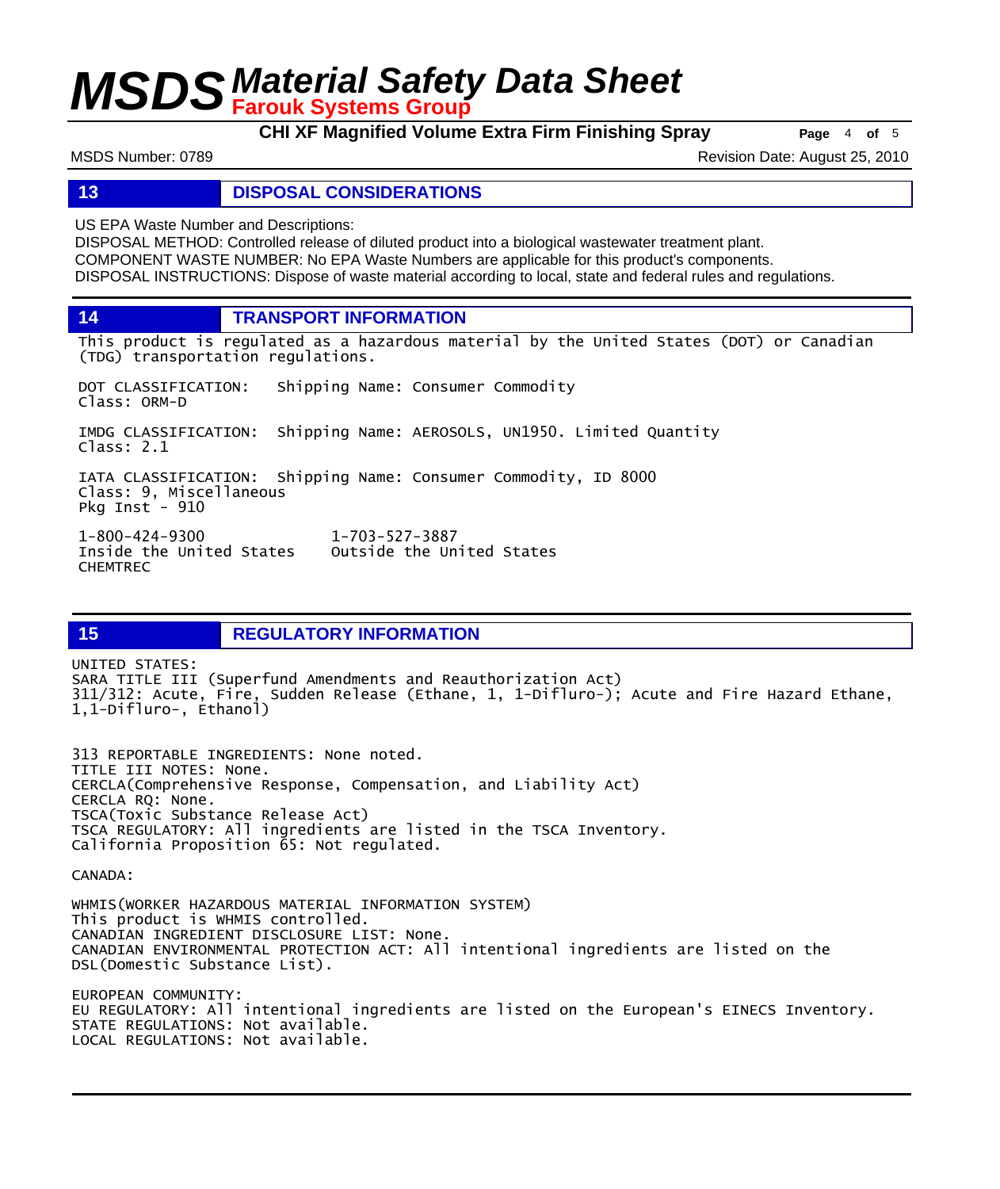## 13 DISPOSAL CONSIDERATIONS

US EPA Waste Number and Descriptions:
DISPOSAL METHOD: Controlled release of diluted product into a biological wastewater treatment plant.
COMPONENT WASTE NUMBER: No EPA Waste Numbers are applicable for this product's components.
DISPOSAL INSTRUCTIONS: Dispose of waste material according to local, state and federal rules and regulations.

## 14 TRANSPORT INFORMATION

This product is regulated as a hazardous material by the United States (DOT) or Canadian (TDG) transportation regulations.

DOT CLASSIFICATION: Shipping Name: Consumer Commodity
Class: ORM-D

IMDG CLASSIFICATION: Shipping Name: AEROSOLS, UN1950. Limited Quantity
Class: 2.1

IATA CLASSIFICATION: Shipping Name: Consumer Commodity, ID 8000
Class: 9, Miscellaneous
Pkg Inst - 910

| 1-800-424-9300 | 1-703-527-3887 |
|---|---|
| Inside the United States | Outside the United States |
| CHEMTREC | |

## 15 REGULATORY INFORMATION

UNITED STATES:
SARA TITLE III (Superfund Amendments and Reauthorization Act)
311/312: Acute, Fire, Sudden Release (Ethane, 1, 1-Difluro-); Acute and Fire Hazard Ethane, 1,1-Difluro-, Ethanol)

313 REPORTABLE INGREDIENTS: None noted.
TITLE III NOTES: None.
CERCLA(Comprehensive Response, Compensation, and Liability Act)
CERCLA RQ: None.
TSCA(Toxic Substance Release Act)
TSCA REGULATORY: All ingredients are listed in the TSCA Inventory.
California Proposition 65: Not regulated.

CANADA:

WHMIS(WORKER HAZARDOUS MATERIAL INFORMATION SYSTEM)
This product is WHMIS controlled.
CANADIAN INGREDIENT DISCLOSURE LIST: None.
CANADIAN ENVIRONMENTAL PROTECTION ACT: All intentional ingredients are listed on the DSL(Domestic Substance List).

EUROPEAN COMMUNITY:
EU REGULATORY: All intentional ingredients are listed on the European's EINECS Inventory.
STATE REGULATIONS: Not available.
LOCAL REGULATIONS: Not available.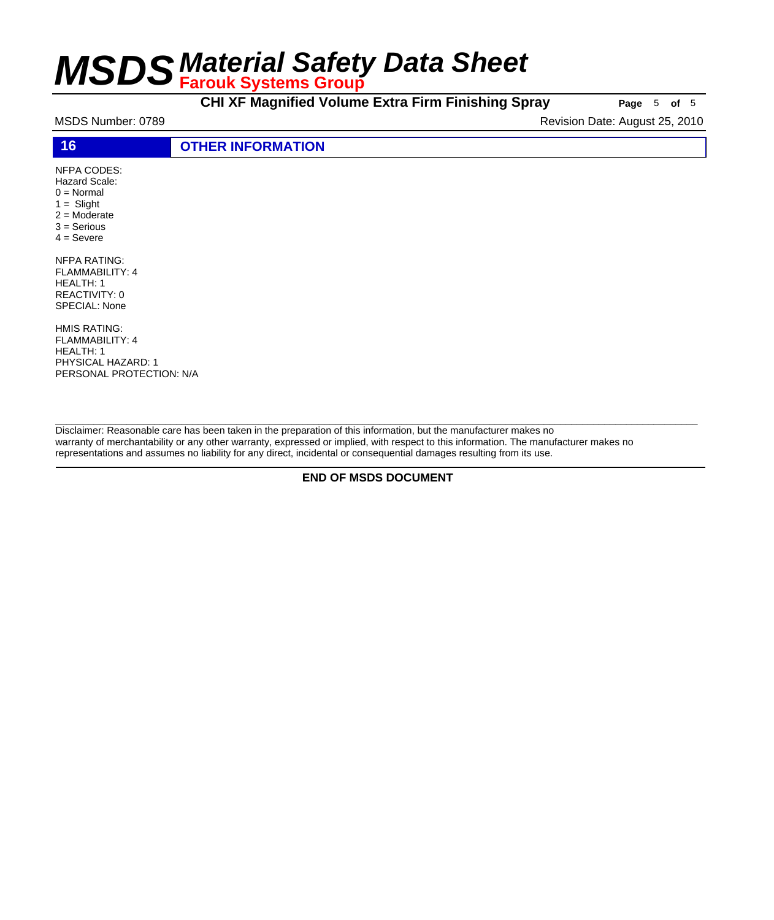# MSDS Material Safety Data Sheet

**Farouk Systems Group**

**CHI XF Magnified Volume Extra Firm Finishing Spray**

MSDS Number: 0789

Revision Date: August 25, 2010

## 16 OTHER INFORMATION

NFPA CODES:
Hazard Scale:
0 = Normal
1 = Slight
2 = Moderate
3 = Serious
4 = Severe

NFPA RATING:
FLAMMABILITY: 4
HEALTH: 1
REACTIVITY: 0
SPECIAL: None

HMIS RATING:
FLAMMABILITY: 4
HEALTH: 1
PHYSICAL HAZARD: 1
PERSONAL PROTECTION: N/A

---

Disclaimer: Reasonable care has been taken in the preparation of this information, but the manufacturer makes no warranty of merchantability or any other warranty, expressed or implied, with respect to this information. The manufacturer makes no representations and assumes no liability for any direct, incidental or consequential damages resulting from its use.

---

**END OF MSDS DOCUMENT**